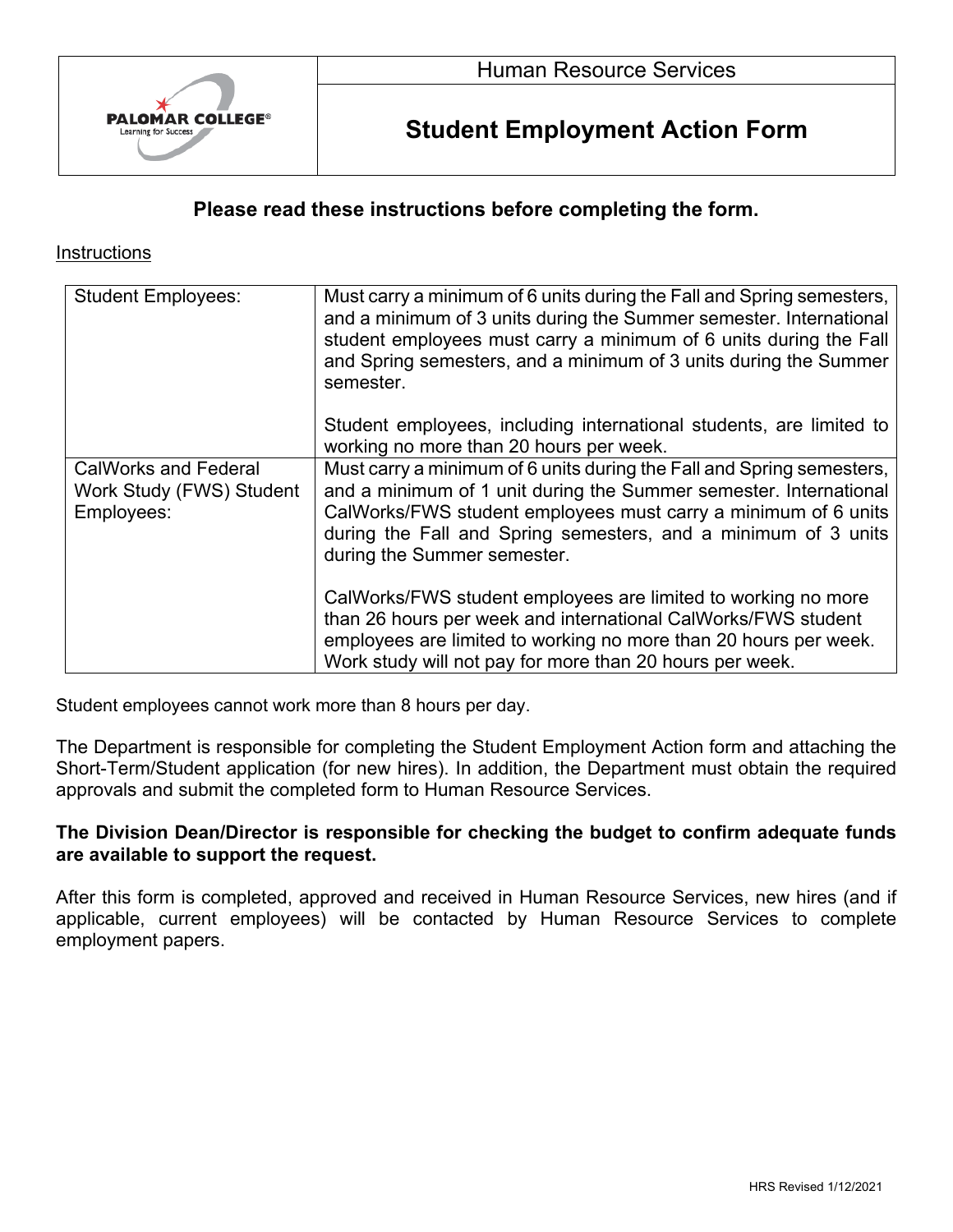Human Resource Services

# Student Employment Action Form

**Please read these instructions before completing the form.**

Instructions

| | |
|---|---|
| Student Employees: | Must carry a minimum of 6 units during the Fall and Spring semesters, and a minimum of 3 units during the Summer semester. International student employees must carry a minimum of 6 units during the Fall and Spring semesters, and a minimum of 3 units during the Summer semester.<br><br>Student employees, including international students, are limited to working no more than 20 hours per week. |
| CalWorks and Federal Work Study (FWS) Student Employees: | Must carry a minimum of 6 units during the Fall and Spring semesters, and a minimum of 1 unit during the Summer semester. International CalWorks/FWS student employees must carry a minimum of 6 units during the Fall and Spring semesters, and a minimum of 3 units during the Summer semester.<br><br>CalWorks/FWS student employees are limited to working no more than 26 hours per week and international CalWorks/FWS student employees are limited to working no more than 20 hours per week. Work study will not pay for more than 20 hours per week. |

Student employees cannot work more than 8 hours per day.

The Department is responsible for completing the Student Employment Action form and attaching the Short-Term/Student application (for new hires). In addition, the Department must obtain the required approvals and submit the completed form to Human Resource Services.

**The Division Dean/Director is responsible for checking the budget to confirm adequate funds are available to support the request.**

After this form is completed, approved and received in Human Resource Services, new hires (and if applicable, current employees) will be contacted by Human Resource Services to complete employment papers.

HRS Revised 1/12/2021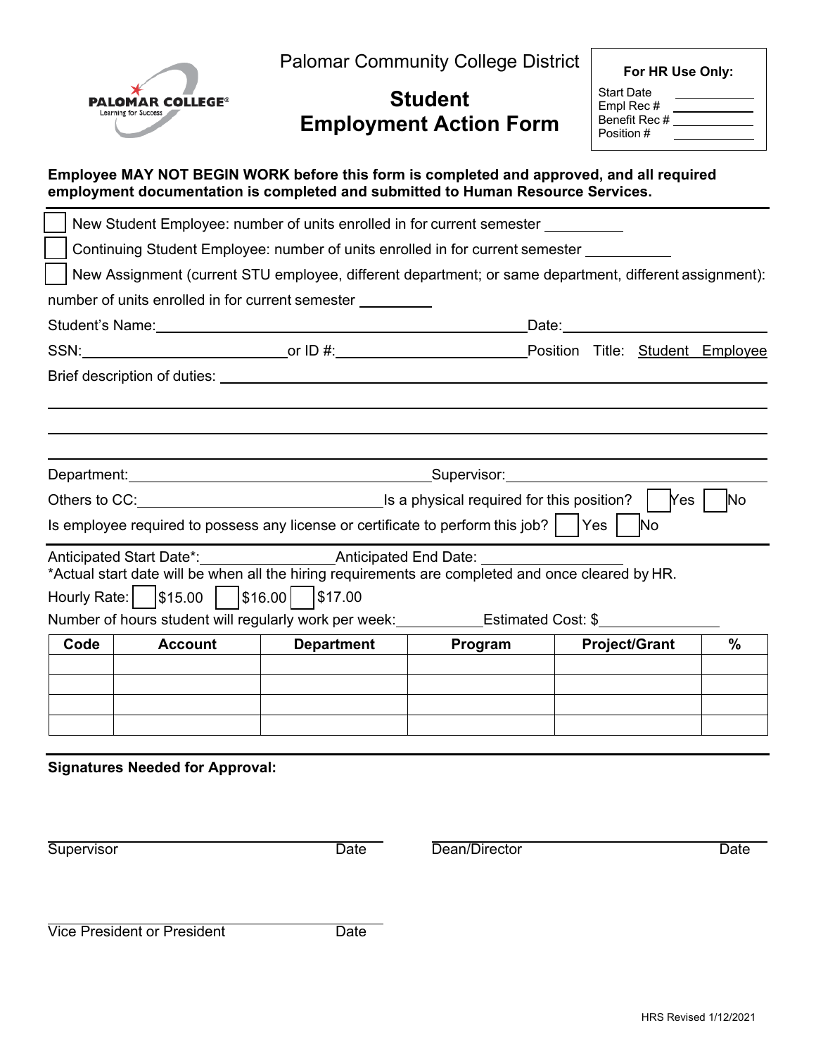Palomar Community College District

# Student Employment Action Form

**For HR Use Only:**

Start Date ____________
Empl Rec # ____________
Benefit Rec # ____________
Position # ____________

**Employee MAY NOT BEGIN WORK before this form is completed and approved, and all required employment documentation is completed and submitted to Human Resource Services.**

☐ New Student Employee: number of units enrolled in for current semester __________

☐ Continuing Student Employee: number of units enrolled in for current semester __________

☐ New Assignment (current STU employee, different department; or same department, different assignment): number of units enrolled in for current semester __________

Student's Name: ______________________________ Date: ____________________

SSN: ____________________ or ID #: ____________________ Position Title: Student Employee

Brief description of duties: ____________________________________________

____________________________________________________________________

____________________________________________________________________

____________________________________________________________________

Department: ______________________________ Supervisor: ______________________________

Others to CC: ______________________________ Is a physical required for this position? ☐ Yes ☐ No

Is employee required to possess any license or certificate to perform this job? ☐ Yes ☐ No

Anticipated Start Date*: ______________ Anticipated End Date: ______________

*Actual start date will be when all the hiring requirements are completed and once cleared by HR.

Hourly Rate: ☐ $15.00 ☐ $16.00 ☐ $17.00

Number of hours student will regularly work per week: __________ Estimated Cost: $______________

| Code | Account | Department | Program | Project/Grant | % |
|---|---|---|---|---|---|
| | | | | | |
| | | | | | |
| | | | | | |
| | | | | | |

**Signatures Needed for Approval:**

______________________________ ______________________________
Supervisor Date Dean/Director Date

______________________________
Vice President or President Date

HRS Revised 1/12/2021